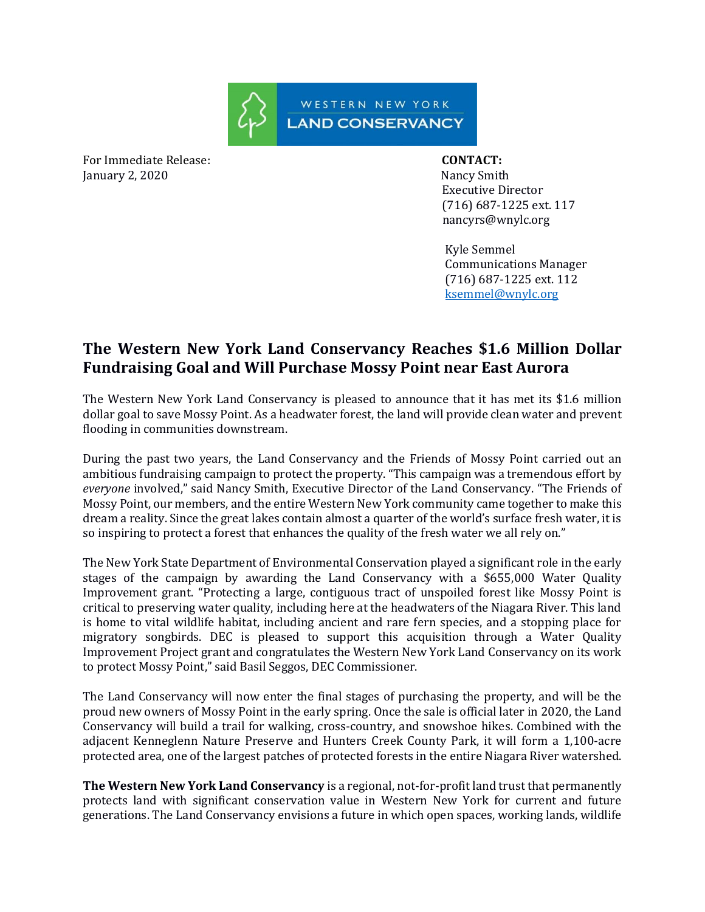WESTERN NEW YORK LAND CONSERVANCY

For Immediate Release:
January 2, 2020

**CONTACT:**
Nancy Smith
Executive Director
(716) 687-1225 ext. 117
nancyrs@wnylc.org

Kyle Semmel
Communications Manager
(716) 687-1225 ext. 112
ksemmel@wnylc.org

## The Western New York Land Conservancy Reaches $1.6 Million Dollar Fundraising Goal and Will Purchase Mossy Point near East Aurora

The Western New York Land Conservancy is pleased to announce that it has met its $1.6 million dollar goal to save Mossy Point. As a headwater forest, the land will provide clean water and prevent flooding in communities downstream.

During the past two years, the Land Conservancy and the Friends of Mossy Point carried out an ambitious fundraising campaign to protect the property. "This campaign was a tremendous effort by *everyone* involved," said Nancy Smith, Executive Director of the Land Conservancy. "The Friends of Mossy Point, our members, and the entire Western New York community came together to make this dream a reality. Since the great lakes contain almost a quarter of the world's surface fresh water, it is so inspiring to protect a forest that enhances the quality of the fresh water we all rely on."

The New York State Department of Environmental Conservation played a significant role in the early stages of the campaign by awarding the Land Conservancy with a $655,000 Water Quality Improvement grant. "Protecting a large, contiguous tract of unspoiled forest like Mossy Point is critical to preserving water quality, including here at the headwaters of the Niagara River. This land is home to vital wildlife habitat, including ancient and rare fern species, and a stopping place for migratory songbirds. DEC is pleased to support this acquisition through a Water Quality Improvement Project grant and congratulates the Western New York Land Conservancy on its work to protect Mossy Point," said Basil Seggos, DEC Commissioner.

The Land Conservancy will now enter the final stages of purchasing the property, and will be the proud new owners of Mossy Point in the early spring. Once the sale is official later in 2020, the Land Conservancy will build a trail for walking, cross-country, and snowshoe hikes. Combined with the adjacent Kenneglenn Nature Preserve and Hunters Creek County Park, it will form a 1,100-acre protected area, one of the largest patches of protected forests in the entire Niagara River watershed.

**The Western New York Land Conservancy** is a regional, not-for-profit land trust that permanently protects land with significant conservation value in Western New York for current and future generations. The Land Conservancy envisions a future in which open spaces, working lands, wildlife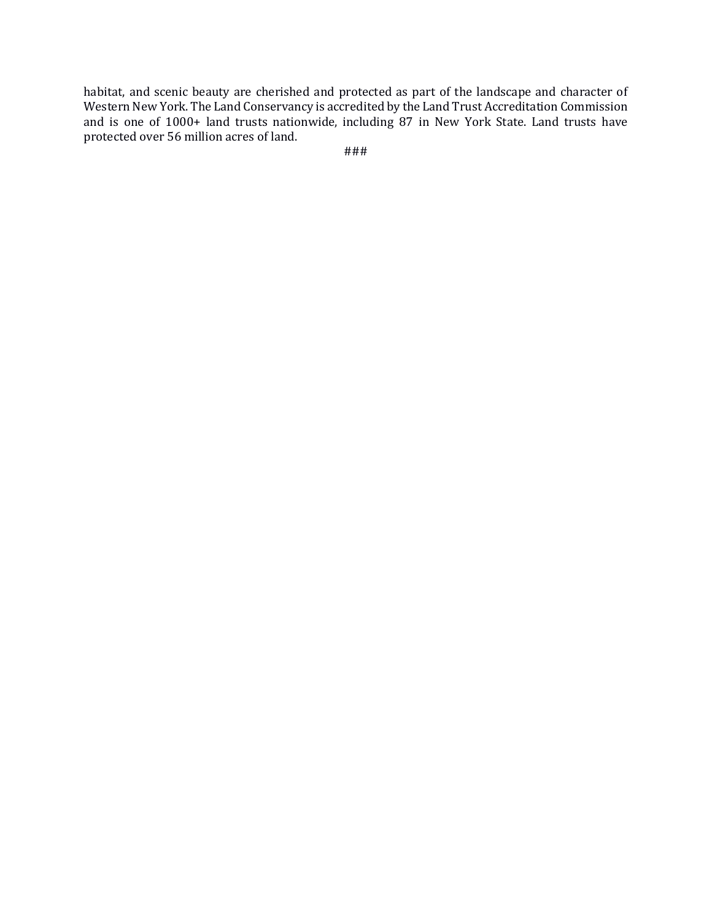habitat, and scenic beauty are cherished and protected as part of the landscape and character of Western New York. The Land Conservancy is accredited by the Land Trust Accreditation Commission and is one of 1000+ land trusts nationwide, including 87 in New York State. Land trusts have protected over 56 million acres of land.

###